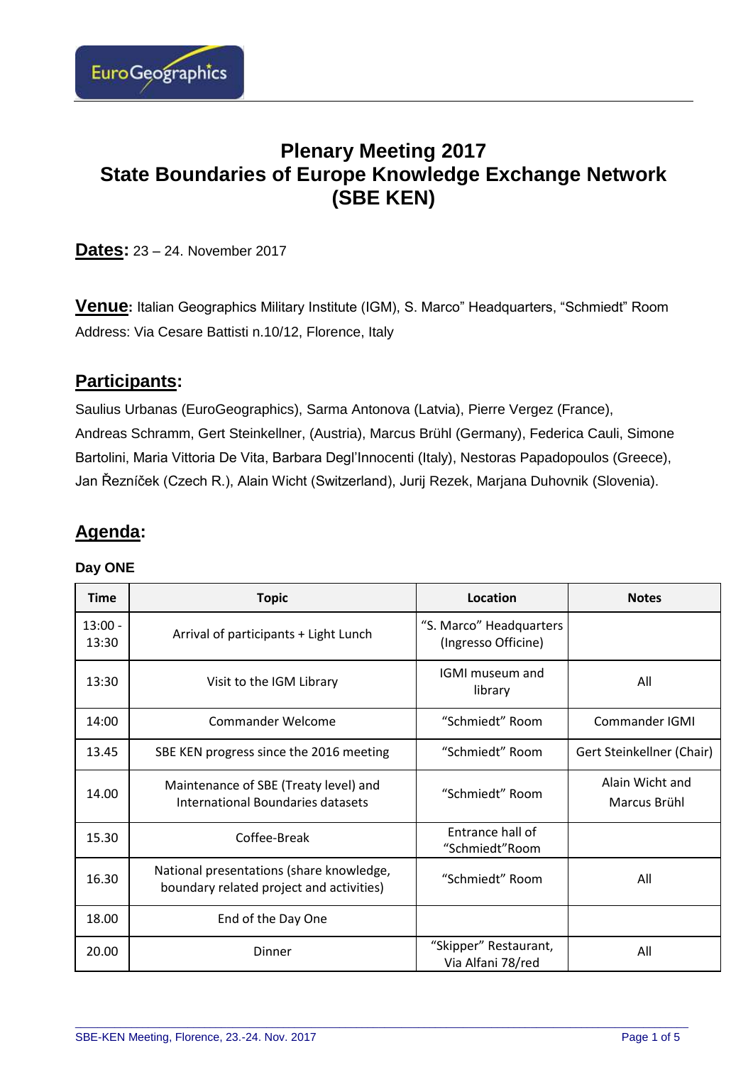# Plenary Meeting 2017
# State Boundaries of Europe Knowledge Exchange Network (SBE KEN)

**Dates:** 23 – 24. November 2017

**Venue:** Italian Geographics Military Institute (IGM), S. Marco" Headquarters, "Schmiedt" Room
Address: Via Cesare Battisti n.10/12, Florence, Italy

## Participants:

Saulius Urbanas (EuroGeographics), Sarma Antonova (Latvia), Pierre Vergez (France), Andreas Schramm, Gert Steinkellner, (Austria), Marcus Brühl (Germany), Federica Cauli, Simone Bartolini, Maria Vittoria De Vita, Barbara Degl'Innocenti (Italy), Nestoras Papadopoulos (Greece), Jan Řezníček (Czech R.), Alain Wicht (Switzerland), Jurij Rezek, Marjana Duhovnik (Slovenia).

## Agenda:

**Day ONE**

| Time | Topic | Location | Notes |
|---|---|---|---|
| 13:00 - 13:30 | Arrival of participants + Light Lunch | "S. Marco" Headquarters (Ingresso Officine) | |
| 13:30 | Visit to the IGM Library | IGMI museum and library | All |
| 14:00 | Commander Welcome | "Schmiedt" Room | Commander IGMI |
| 13.45 | SBE KEN progress since the 2016 meeting | "Schmiedt" Room | Gert Steinkellner (Chair) |
| 14.00 | Maintenance of SBE (Treaty level) and International Boundaries datasets | "Schmiedt" Room | Alain Wicht and Marcus Brühl |
| 15.30 | Coffee-Break | Entrance hall of "Schmiedt"Room | |
| 16.30 | National presentations (share knowledge, boundary related project and activities) | "Schmiedt" Room | All |
| 18.00 | End of the Day One | | |
| 20.00 | Dinner | "Skipper" Restaurant, Via Alfani 78/red | All |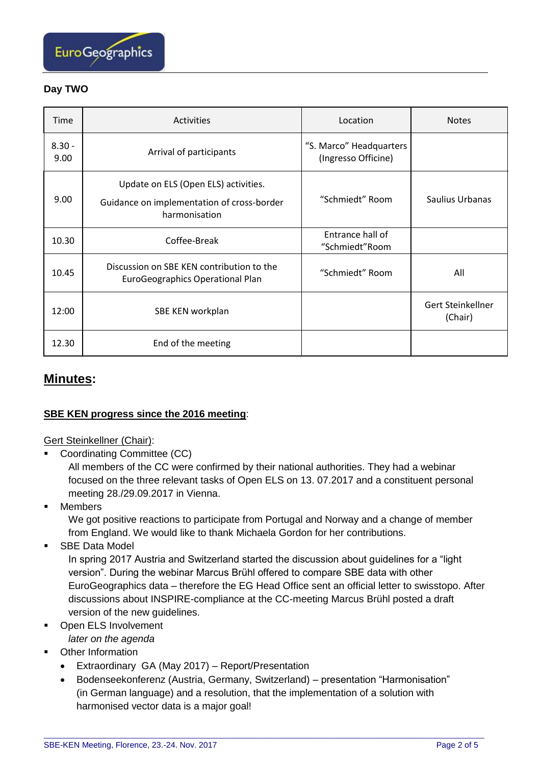**Day TWO**

| Time | Activities | Location | Notes |
|---|---|---|---|
| 8.30 - 9.00 | Arrival of participants | "S. Marco" Headquarters (Ingresso Officine) | |
| 9.00 | Update on ELS (Open ELS) activities.<br>Guidance on implementation of cross-border harmonisation | "Schmiedt" Room | Saulius Urbanas |
| 10.30 | Coffee-Break | Entrance hall of "Schmiedt"Room | |
| 10.45 | Discussion on SBE KEN contribution to the EuroGeographics Operational Plan | "Schmiedt" Room | All |
| 12:00 | SBE KEN workplan | | Gert Steinkellner (Chair) |
| 12.30 | End of the meeting | | |

## Minutes:

**SBE KEN progress since the 2016 meeting**:

Gert Steinkellner (Chair):

- Coordinating Committee (CC)
  All members of the CC were confirmed by their national authorities. They had a webinar focused on the three relevant tasks of Open ELS on 13. 07.2017 and a constituent personal meeting 28./29.09.2017 in Vienna.
- Members
  We got positive reactions to participate from Portugal and Norway and a change of member from England. We would like to thank Michaela Gordon for her contributions.
- SBE Data Model
  In spring 2017 Austria and Switzerland started the discussion about guidelines for a "light version". During the webinar Marcus Brühl offered to compare SBE data with other EuroGeographics data – therefore the EG Head Office sent an official letter to swisstopo. After discussions about INSPIRE-compliance at the CC-meeting Marcus Brühl posted a draft version of the new guidelines.
- Open ELS Involvement
  *later on the agenda*
- Other Information
  - Extraordinary GA (May 2017) – Report/Presentation
  - Bodenseekonferenz (Austria, Germany, Switzerland) – presentation "Harmonisation" (in German language) and a resolution, that the implementation of a solution with harmonised vector data is a major goal!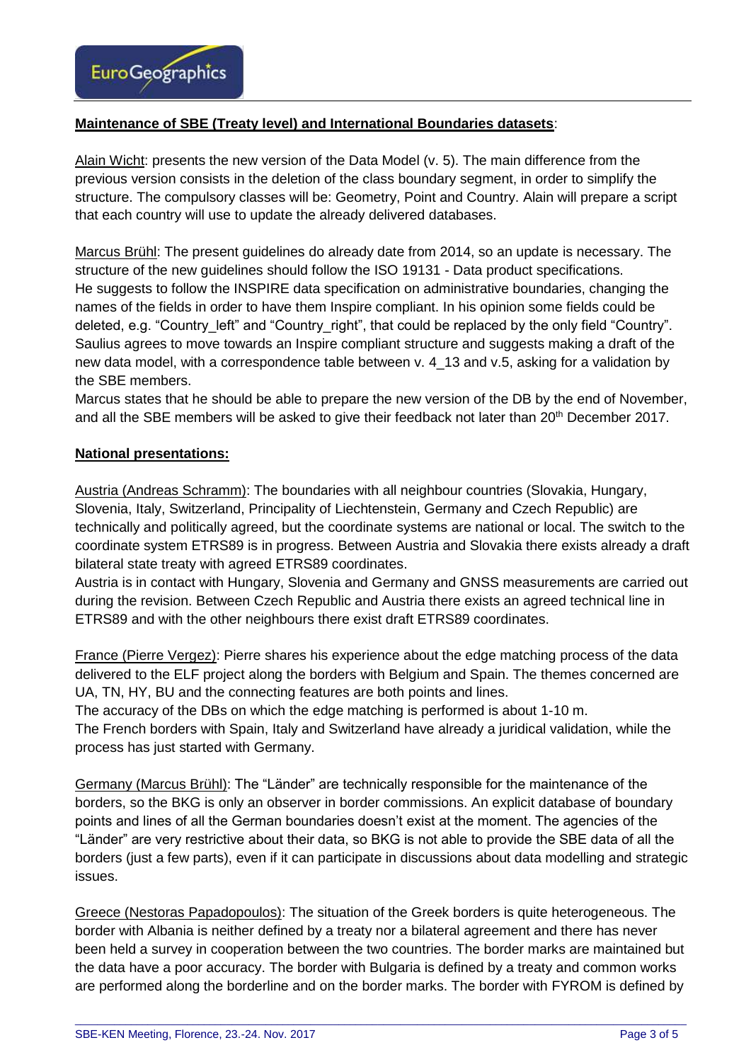**Maintenance of SBE (Treaty level) and International Boundaries datasets**:

Alain Wicht: presents the new version of the Data Model (v. 5). The main difference from the previous version consists in the deletion of the class boundary segment, in order to simplify the structure. The compulsory classes will be: Geometry, Point and Country. Alain will prepare a script that each country will use to update the already delivered databases.

Marcus Brühl: The present guidelines do already date from 2014, so an update is necessary. The structure of the new guidelines should follow the ISO 19131 - Data product specifications. He suggests to follow the INSPIRE data specification on administrative boundaries, changing the names of the fields in order to have them Inspire compliant. In his opinion some fields could be deleted, e.g. "Country_left" and "Country_right", that could be replaced by the only field "Country". Saulius agrees to move towards an Inspire compliant structure and suggests making a draft of the new data model, with a correspondence table between v. 4_13 and v.5, asking for a validation by the SBE members.
Marcus states that he should be able to prepare the new version of the DB by the end of November, and all the SBE members will be asked to give their feedback not later than 20th December 2017.

**National presentations:**

Austria (Andreas Schramm): The boundaries with all neighbour countries (Slovakia, Hungary, Slovenia, Italy, Switzerland, Principality of Liechtenstein, Germany and Czech Republic) are technically and politically agreed, but the coordinate systems are national or local. The switch to the coordinate system ETRS89 is in progress. Between Austria and Slovakia there exists already a draft bilateral state treaty with agreed ETRS89 coordinates.
Austria is in contact with Hungary, Slovenia and Germany and GNSS measurements are carried out during the revision. Between Czech Republic and Austria there exists an agreed technical line in ETRS89 and with the other neighbours there exist draft ETRS89 coordinates.

France (Pierre Vergez): Pierre shares his experience about the edge matching process of the data delivered to the ELF project along the borders with Belgium and Spain. The themes concerned are UA, TN, HY, BU and the connecting features are both points and lines.
The accuracy of the DBs on which the edge matching is performed is about 1-10 m.
The French borders with Spain, Italy and Switzerland have already a juridical validation, while the process has just started with Germany.

Germany (Marcus Brühl): The "Länder" are technically responsible for the maintenance of the borders, so the BKG is only an observer in border commissions. An explicit database of boundary points and lines of all the German boundaries doesn't exist at the moment. The agencies of the "Länder" are very restrictive about their data, so BKG is not able to provide the SBE data of all the borders (just a few parts), even if it can participate in discussions about data modelling and strategic issues.

Greece (Nestoras Papadopoulos): The situation of the Greek borders is quite heterogeneous. The border with Albania is neither defined by a treaty nor a bilateral agreement and there has never been held a survey in cooperation between the two countries. The border marks are maintained but the data have a poor accuracy. The border with Bulgaria is defined by a treaty and common works are performed along the borderline and on the border marks. The border with FYROM is defined by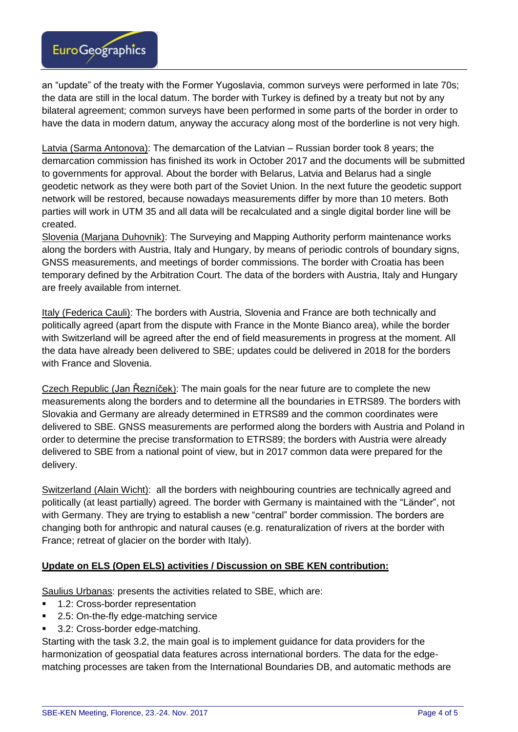an "update" of the treaty with the Former Yugoslavia, common surveys were performed in late 70s; the data are still in the local datum. The border with Turkey is defined by a treaty but not by any bilateral agreement; common surveys have been performed in some parts of the border in order to have the data in modern datum, anyway the accuracy along most of the borderline is not very high.

Latvia (Sarma Antonova): The demarcation of the Latvian – Russian border took 8 years; the demarcation commission has finished its work in October 2017 and the documents will be submitted to governments for approval. About the border with Belarus, Latvia and Belarus had a single geodetic network as they were both part of the Soviet Union. In the next future the geodetic support network will be restored, because nowadays measurements differ by more than 10 meters. Both parties will work in UTM 35 and all data will be recalculated and a single digital border line will be created.

Slovenia (Marjana Duhovnik): The Surveying and Mapping Authority perform maintenance works along the borders with Austria, Italy and Hungary, by means of periodic controls of boundary signs, GNSS measurements, and meetings of border commissions. The border with Croatia has been temporary defined by the Arbitration Court. The data of the borders with Austria, Italy and Hungary are freely available from internet.

Italy (Federica Cauli): The borders with Austria, Slovenia and France are both technically and politically agreed (apart from the dispute with France in the Monte Bianco area), while the border with Switzerland will be agreed after the end of field measurements in progress at the moment. All the data have already been delivered to SBE; updates could be delivered in 2018 for the borders with France and Slovenia.

Czech Republic (Jan Řezníček): The main goals for the near future are to complete the new measurements along the borders and to determine all the boundaries in ETRS89. The borders with Slovakia and Germany are already determined in ETRS89 and the common coordinates were delivered to SBE. GNSS measurements are performed along the borders with Austria and Poland in order to determine the precise transformation to ETRS89; the borders with Austria were already delivered to SBE from a national point of view, but in 2017 common data were prepared for the delivery.

Switzerland (Alain Wicht): all the borders with neighbouring countries are technically agreed and politically (at least partially) agreed. The border with Germany is maintained with the "Länder", not with Germany. They are trying to establish a new "central" border commission. The borders are changing both for anthropic and natural causes (e.g. renaturalization of rivers at the border with France; retreat of glacier on the border with Italy).

**Update on ELS (Open ELS) activities / Discussion on SBE KEN contribution:**

Saulius Urbanas: presents the activities related to SBE, which are:

- 1.2: Cross-border representation
- 2.5: On-the-fly edge-matching service
- 3.2: Cross-border edge-matching.

Starting with the task 3.2, the main goal is to implement guidance for data providers for the harmonization of geospatial data features across international borders. The data for the edge-matching processes are taken from the International Boundaries DB, and automatic methods are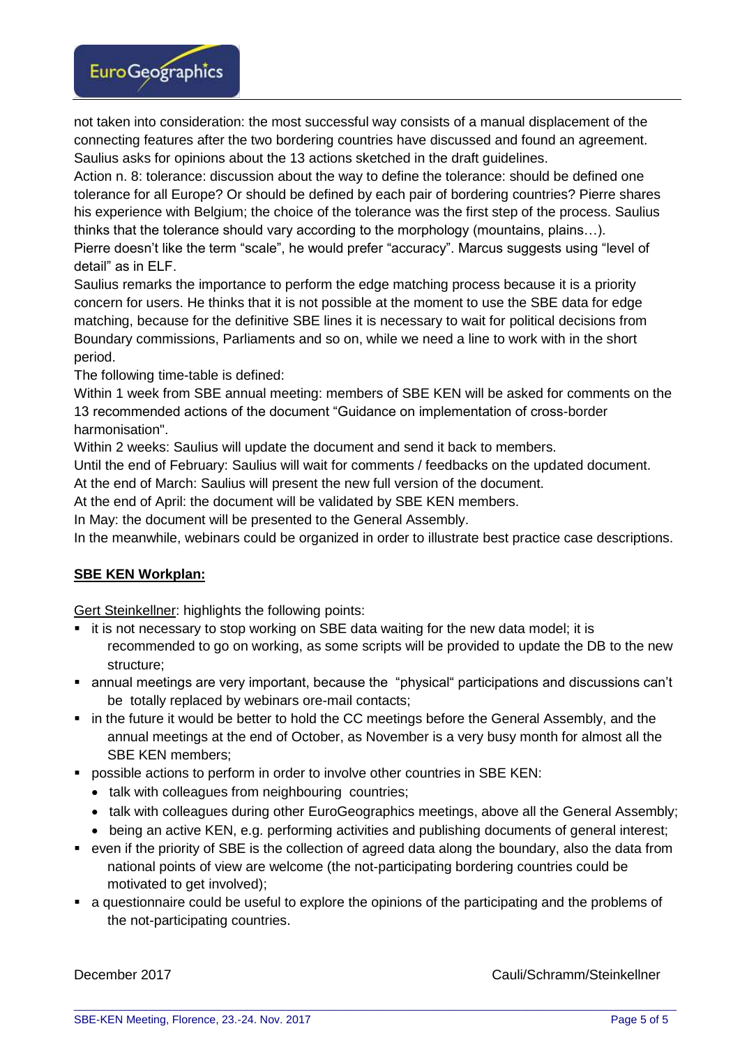not taken into consideration: the most successful way consists of a manual displacement of the connecting features after the two bordering countries have discussed and found an agreement. Saulius asks for opinions about the 13 actions sketched in the draft guidelines.

Action n. 8: tolerance: discussion about the way to define the tolerance: should be defined one tolerance for all Europe? Or should be defined by each pair of bordering countries? Pierre shares his experience with Belgium; the choice of the tolerance was the first step of the process. Saulius thinks that the tolerance should vary according to the morphology (mountains, plains…).

Pierre doesn't like the term "scale", he would prefer "accuracy". Marcus suggests using "level of detail" as in ELF.

Saulius remarks the importance to perform the edge matching process because it is a priority concern for users. He thinks that it is not possible at the moment to use the SBE data for edge matching, because for the definitive SBE lines it is necessary to wait for political decisions from Boundary commissions, Parliaments and so on, while we need a line to work with in the short period.

The following time-table is defined:

Within 1 week from SBE annual meeting: members of SBE KEN will be asked for comments on the 13 recommended actions of the document "Guidance on implementation of cross-border harmonisation".

Within 2 weeks: Saulius will update the document and send it back to members.

Until the end of February: Saulius will wait for comments / feedbacks on the updated document.

At the end of March: Saulius will present the new full version of the document.

At the end of April: the document will be validated by SBE KEN members.

In May: the document will be presented to the General Assembly.

In the meanwhile, webinars could be organized in order to illustrate best practice case descriptions.

**SBE KEN Workplan:**

Gert Steinkellner: highlights the following points:

- it is not necessary to stop working on SBE data waiting for the new data model; it is recommended to go on working, as some scripts will be provided to update the DB to the new structure;
- annual meetings are very important, because the "physical" participations and discussions can't be totally replaced by webinars ore-mail contacts;
- in the future it would be better to hold the CC meetings before the General Assembly, and the annual meetings at the end of October, as November is a very busy month for almost all the SBE KEN members;
- possible actions to perform in order to involve other countries in SBE KEN:
  - talk with colleagues from neighbouring countries;
  - talk with colleagues during other EuroGeographics meetings, above all the General Assembly;
  - being an active KEN, e.g. performing activities and publishing documents of general interest;
- even if the priority of SBE is the collection of agreed data along the boundary, also the data from national points of view are welcome (the not-participating bordering countries could be motivated to get involved);
- a questionnaire could be useful to explore the opinions of the participating and the problems of the not-participating countries.

December 2017 — Cauli/Schramm/Steinkellner